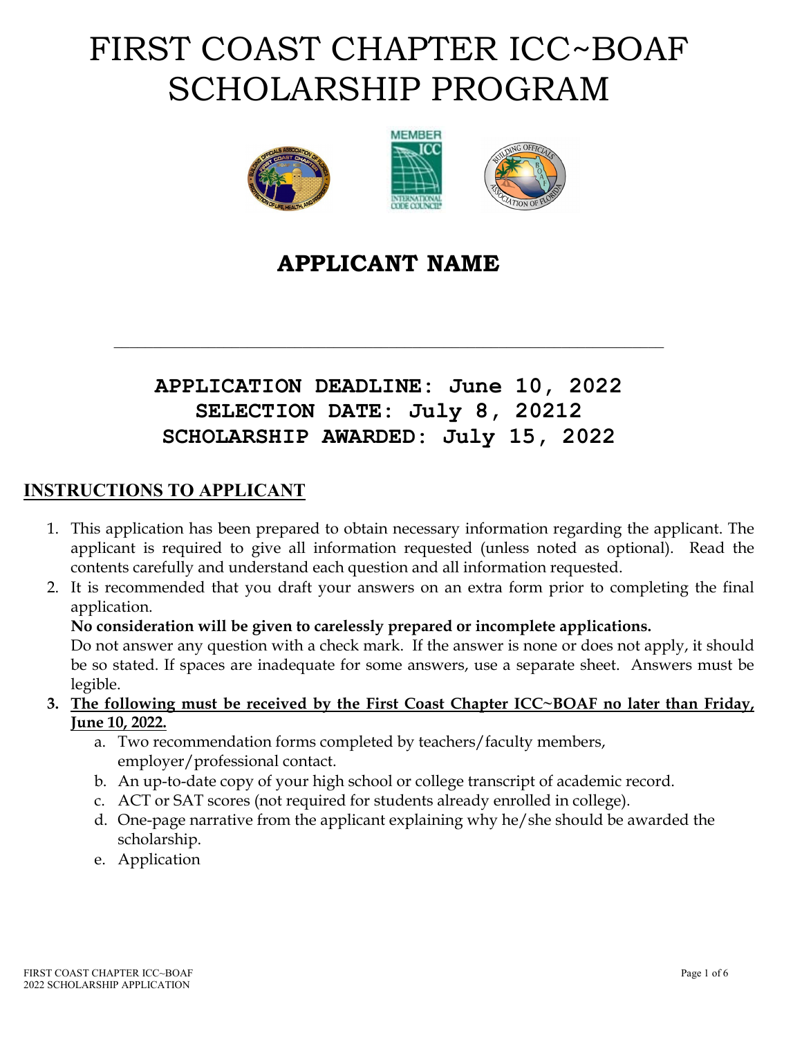# FIRST COAST CHAPTER ICC~BOAF SCHOLARSHIP PROGRAM

## APPLICANT NAME

\_\_\_\_\_\_\_\_\_\_\_\_\_\_\_\_\_\_\_\_\_\_\_\_\_\_\_\_\_\_\_\_\_\_\_\_\_\_\_\_\_\_\_\_\_\_\_\_\_\_\_\_\_\_\_\_\_\_\_\_

**APPLICATION DEADLINE: June 10, 2022**
**SELECTION DATE: July 8, 20212**
**SCHOLARSHIP AWARDED: July 15, 2022**

## INSTRUCTIONS TO APPLICANT

1. This application has been prepared to obtain necessary information regarding the applicant. The applicant is required to give all information requested (unless noted as optional). Read the contents carefully and understand each question and all information requested.
2. It is recommended that you draft your answers on an extra form prior to completing the final application.
   **No consideration will be given to carelessly prepared or incomplete applications.**
   Do not answer any question with a check mark. If the answer is none or does not apply, it should be so stated. If spaces are inadequate for some answers, use a separate sheet. Answers must be legible.
3. **The following must be received by the First Coast Chapter ICC~BOAF no later than Friday, June 10, 2022.**
   a. Two recommendation forms completed by teachers/faculty members, employer/professional contact.
   b. An up-to-date copy of your high school or college transcript of academic record.
   c. ACT or SAT scores (not required for students already enrolled in college).
   d. One-page narrative from the applicant explaining why he/she should be awarded the scholarship.
   e. Application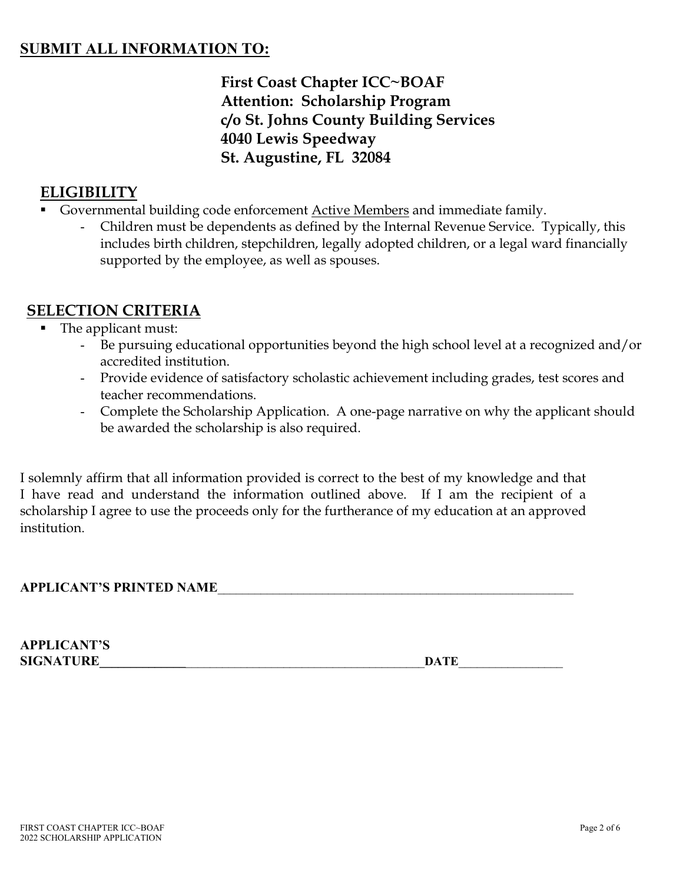**SUBMIT ALL INFORMATION TO:**

**First Coast Chapter ICC~BOAF**
**Attention: Scholarship Program**
**c/o St. Johns County Building Services**
**4040 Lewis Speedway**
**St. Augustine, FL 32084**

## ELIGIBILITY

- Governmental building code enforcement Active Members and immediate family.
  - Children must be dependents as defined by the Internal Revenue Service. Typically, this includes birth children, stepchildren, legally adopted children, or a legal ward financially supported by the employee, as well as spouses.

## SELECTION CRITERIA

- The applicant must:
  - Be pursuing educational opportunities beyond the high school level at a recognized and/or accredited institution.
  - Provide evidence of satisfactory scholastic achievement including grades, test scores and teacher recommendations.
  - Complete the Scholarship Application. A one-page narrative on why the applicant should be awarded the scholarship is also required.

I solemnly affirm that all information provided is correct to the best of my knowledge and that I have read and understand the information outlined above. If I am the recipient of a scholarship I agree to use the proceeds only for the furtherance of my education at an approved institution.

**APPLICANT'S PRINTED NAME**_____________________________________________

**APPLICANT'S SIGNATURE**_____________________________________________ **DATE**________________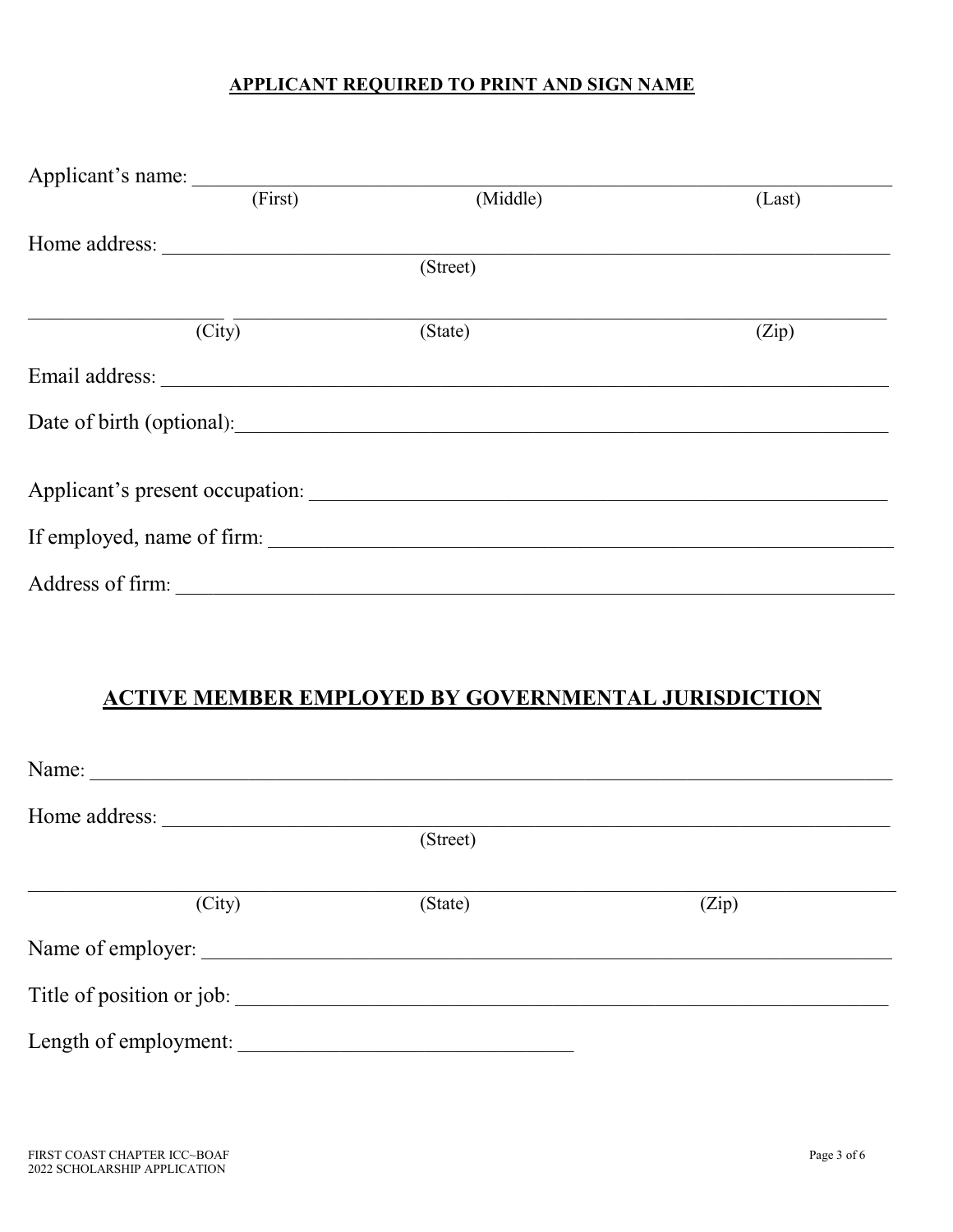**APPLICANT REQUIRED TO PRINT AND SIGN NAME**

Applicant's name: ______________________________________________________________
(First) (Middle) (Last)

Home address: _________________________________________________________________
(Street)

__________________ ____________________________________________________________
(City) (State) (Zip)

Email address: ________________________________________________________________

Date of birth (optional):__________________________________________________________

Applicant's present occupation: ____________________________________________________

If employed, name of firm: _______________________________________________________

Address of firm: _______________________________________________________________

## ACTIVE MEMBER EMPLOYED BY GOVERNMENTAL JURISDICTION

Name: _______________________________________________________________________

Home address: _________________________________________________________________
(Street)

_____________________________________________________________________________
(City) (State) (Zip)

Name of employer: ______________________________________________________________

Title of position or job: __________________________________________________________

Length of employment: ______________________________

FIRST COAST CHAPTER ICC~BOAF
2022 SCHOLARSHIP APPLICATION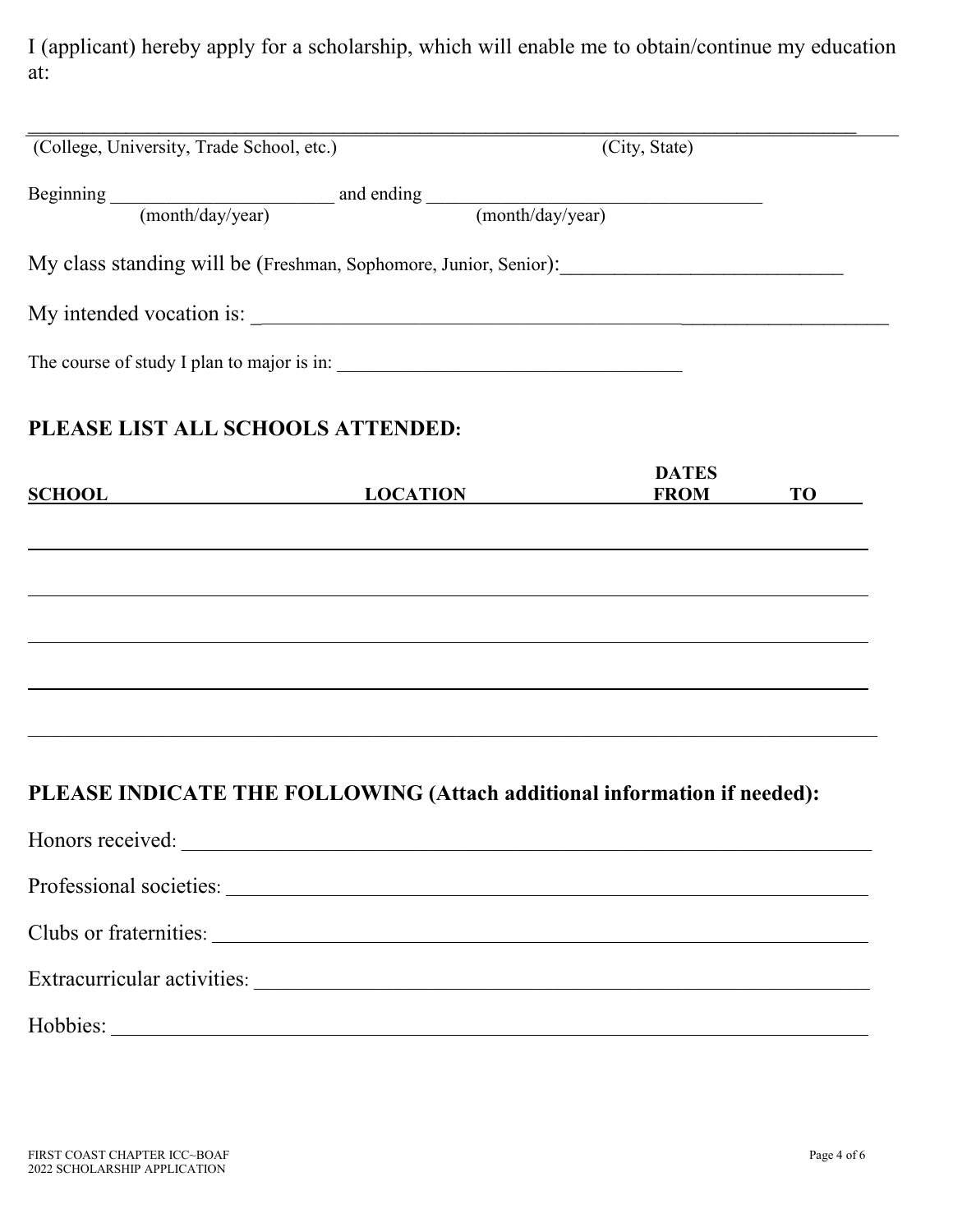I (applicant) hereby apply for a scholarship, which will enable me to obtain/continue my education at:

______________________________________________________________________________

(College, University, Trade School, etc.) (City, State)

Beginning ________________________ and ending ___________________________________
(month/day/year) (month/day/year)

My class standing will be (Freshman, Sophomore, Junior, Senior):___________________________

My intended vocation is: _________________________________________________________

The course of study I plan to major is in: ___________________________________

## PLEASE LIST ALL SCHOOLS ATTENDED:

| SCHOOL | LOCATION | DATES FROM | TO |
|---|---|---|---|
| | | | |
| | | | |
| | | | |
| | | | |
| | | | |

## PLEASE INDICATE THE FOLLOWING (Attach additional information if needed):

Honors received: ____________________________________________________________

Professional societies: _______________________________________________________

Clubs or fraternities: _________________________________________________________

Extracurricular activities: _____________________________________________________

Hobbies: _________________________________________________________________

FIRST COAST CHAPTER ICC~BOAF
2022 SCHOLARSHIP APPLICATION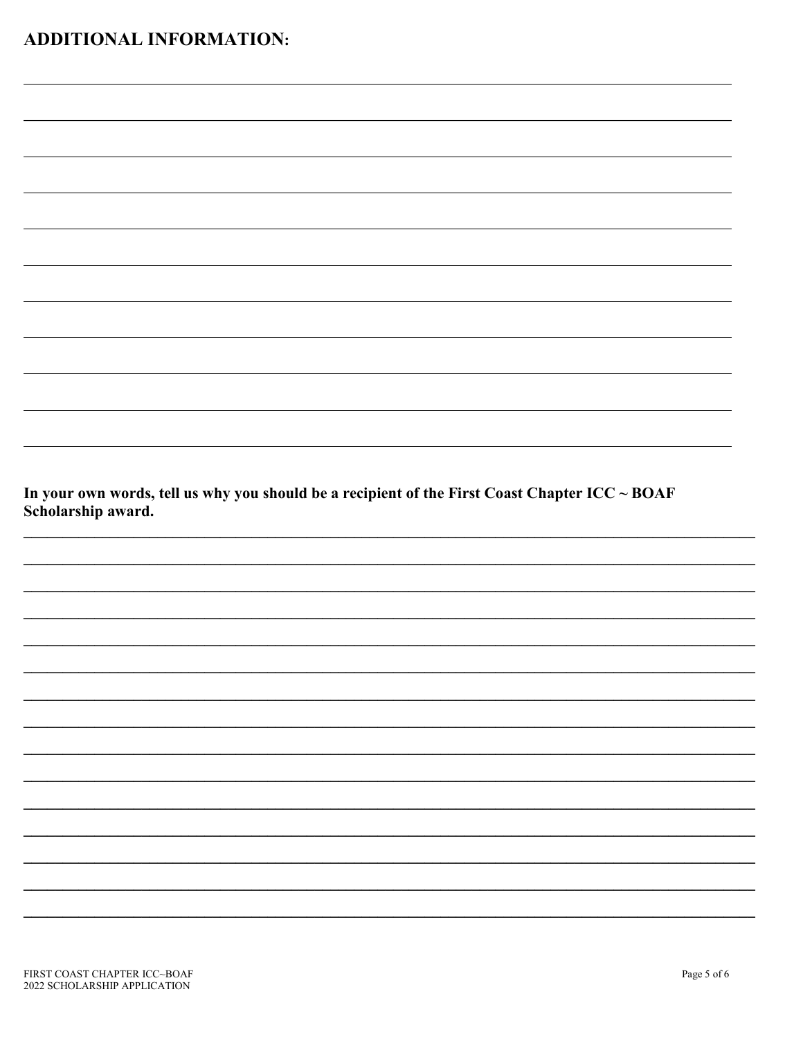## ADDITIONAL INFORMATION:

**In your own words, tell us why you should be a recipient of the First Coast Chapter ICC ~ BOAF Scholarship award.**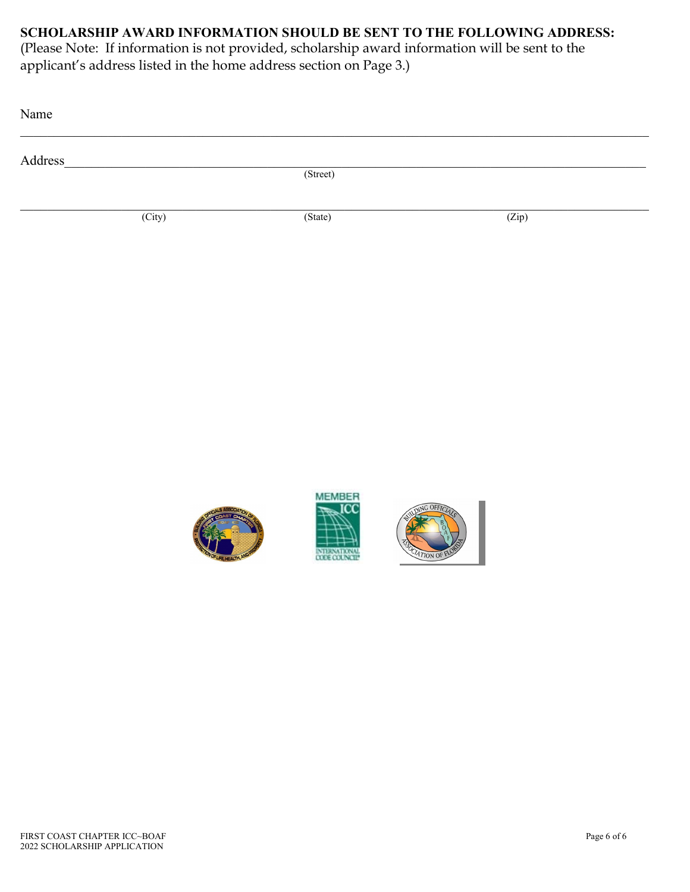**SCHOLARSHIP AWARD INFORMATION SHOULD BE SENT TO THE FOLLOWING ADDRESS:**
(Please Note: If information is not provided, scholarship award information will be sent to the applicant's address listed in the home address section on Page 3.)

Name

______________________________________________________________________________

Address_______________________________________________________________________
(Street)

______________________________________________________________________________
(City) (State) (Zip)